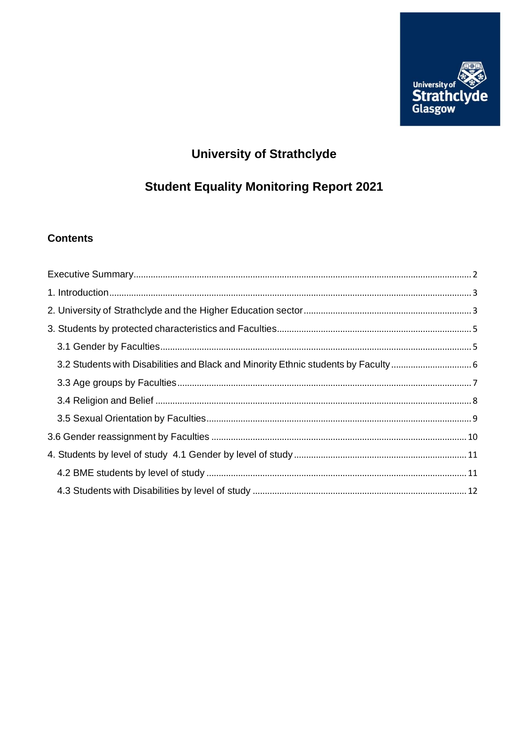# University of Strathclyde

## Student Equality Monitoring Report 2021

### Contents

- Executive Summary ..... 2
- 1. Introduction ..... 3
- 2. University of Strathclyde and the Higher Education sector ..... 3
- 3. Students by protected characteristics and Faculties ..... 5
  - 3.1 Gender by Faculties ..... 5
  - 3.2 Students with Disabilities and Black and Minority Ethnic students by Faculty ..... 6
  - 3.3 Age groups by Faculties ..... 7
  - 3.4 Religion and Belief ..... 8
  - 3.5 Sexual Orientation by Faculties ..... 9
- 3.6 Gender reassignment by Faculties ..... 10
- 4. Students by level of study 4.1 Gender by level of study ..... 11
  - 4.2 BME students by level of study ..... 11
  - 4.3 Students with Disabilities by level of study ..... 12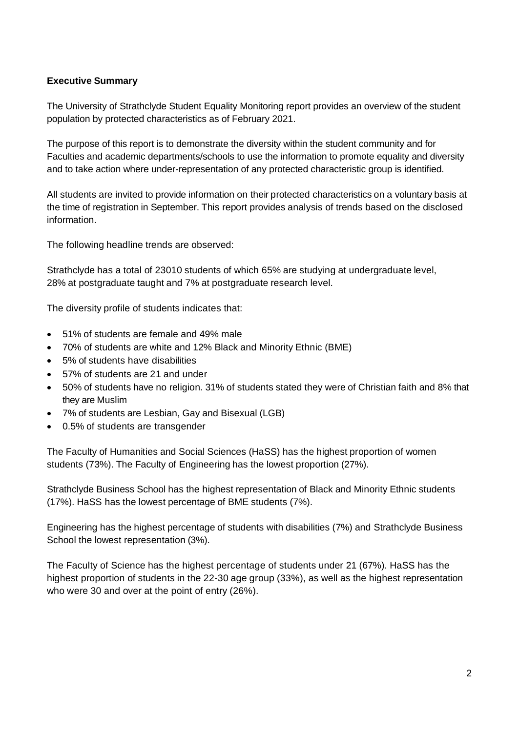**Executive Summary**

The University of Strathclyde Student Equality Monitoring report provides an overview of the student population by protected characteristics as of February 2021.

The purpose of this report is to demonstrate the diversity within the student community and for Faculties and academic departments/schools to use the information to promote equality and diversity and to take action where under-representation of any protected characteristic group is identified.

All students are invited to provide information on their protected characteristics on a voluntary basis at the time of registration in September. This report provides analysis of trends based on the disclosed information.

The following headline trends are observed:

Strathclyde has a total of 23010 students of which 65% are studying at undergraduate level, 28% at postgraduate taught and 7% at postgraduate research level.

The diversity profile of students indicates that:

- 51% of students are female and 49% male
- 70% of students are white and 12% Black and Minority Ethnic (BME)
- 5% of students have disabilities
- 57% of students are 21 and under
- 50% of students have no religion. 31% of students stated they were of Christian faith and 8% that they are Muslim
- 7% of students are Lesbian, Gay and Bisexual (LGB)
- 0.5% of students are transgender

The Faculty of Humanities and Social Sciences (HaSS) has the highest proportion of women students (73%). The Faculty of Engineering has the lowest proportion (27%).

Strathclyde Business School has the highest representation of Black and Minority Ethnic students (17%). HaSS has the lowest percentage of BME students (7%).

Engineering has the highest percentage of students with disabilities (7%) and Strathclyde Business School the lowest representation (3%).

The Faculty of Science has the highest percentage of students under 21 (67%). HaSS has the highest proportion of students in the 22-30 age group (33%), as well as the highest representation who were 30 and over at the point of entry (26%).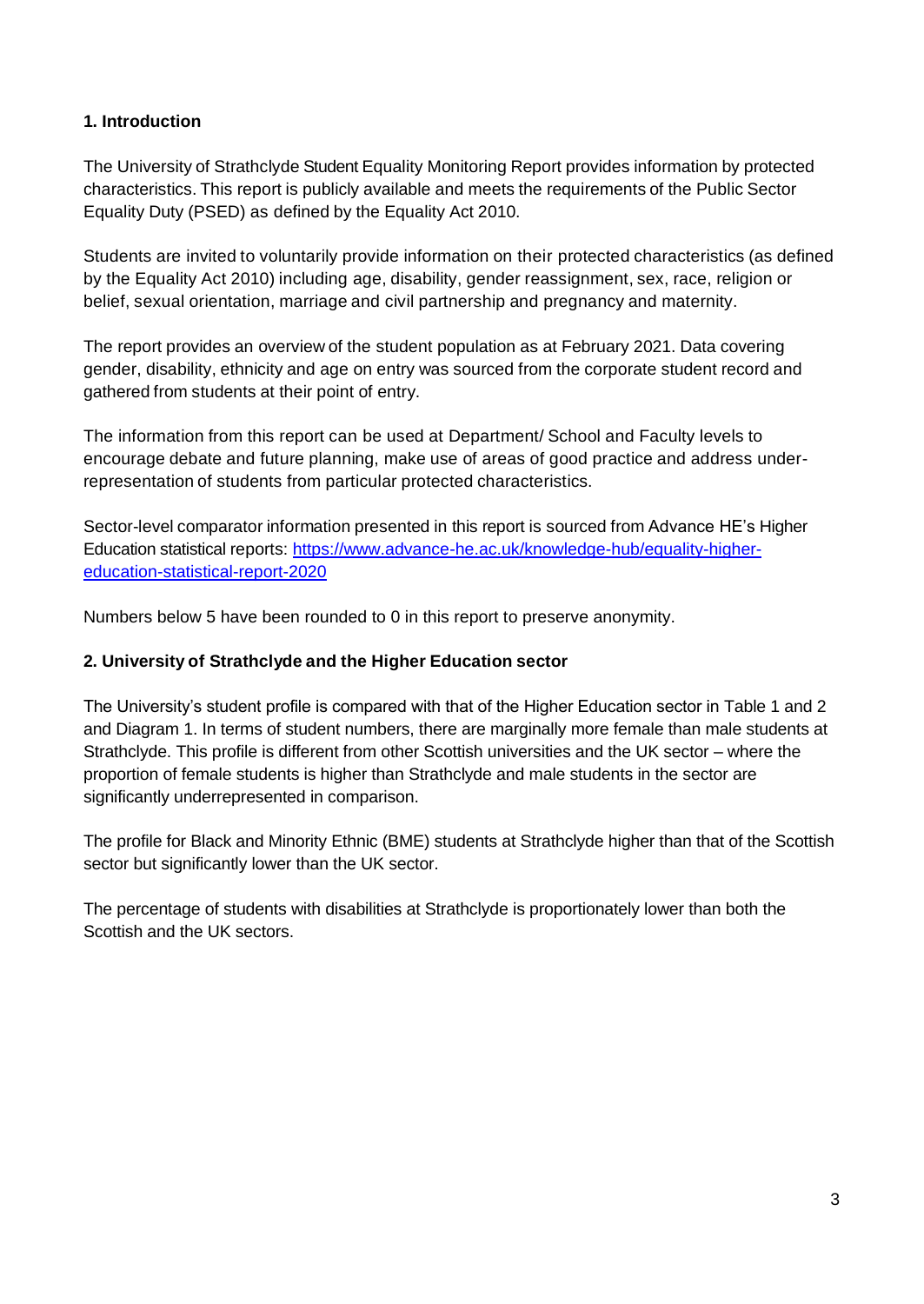## 1. Introduction

The University of Strathclyde Student Equality Monitoring Report provides information by protected characteristics. This report is publicly available and meets the requirements of the Public Sector Equality Duty (PSED) as defined by the Equality Act 2010.

Students are invited to voluntarily provide information on their protected characteristics (as defined by the Equality Act 2010) including age, disability, gender reassignment, sex, race, religion or belief, sexual orientation, marriage and civil partnership and pregnancy and maternity.

The report provides an overview of the student population as at February 2021. Data covering gender, disability, ethnicity and age on entry was sourced from the corporate student record and gathered from students at their point of entry.

The information from this report can be used at Department/ School and Faculty levels to encourage debate and future planning, make use of areas of good practice and address under-representation of students from particular protected characteristics.

Sector-level comparator information presented in this report is sourced from Advance HE's Higher Education statistical reports: [https://www.advance-he.ac.uk/knowledge-hub/equality-higher-education-statistical-report-2020](https://www.advance-he.ac.uk/knowledge-hub/equality-higher-education-statistical-report-2020)

Numbers below 5 have been rounded to 0 in this report to preserve anonymity.

## 2. University of Strathclyde and the Higher Education sector

The University's student profile is compared with that of the Higher Education sector in Table 1 and 2 and Diagram 1. In terms of student numbers, there are marginally more female than male students at Strathclyde. This profile is different from other Scottish universities and the UK sector – where the proportion of female students is higher than Strathclyde and male students in the sector are significantly underrepresented in comparison.

The profile for Black and Minority Ethnic (BME) students at Strathclyde higher than that of the Scottish sector but significantly lower than the UK sector.

The percentage of students with disabilities at Strathclyde is proportionately lower than both the Scottish and the UK sectors.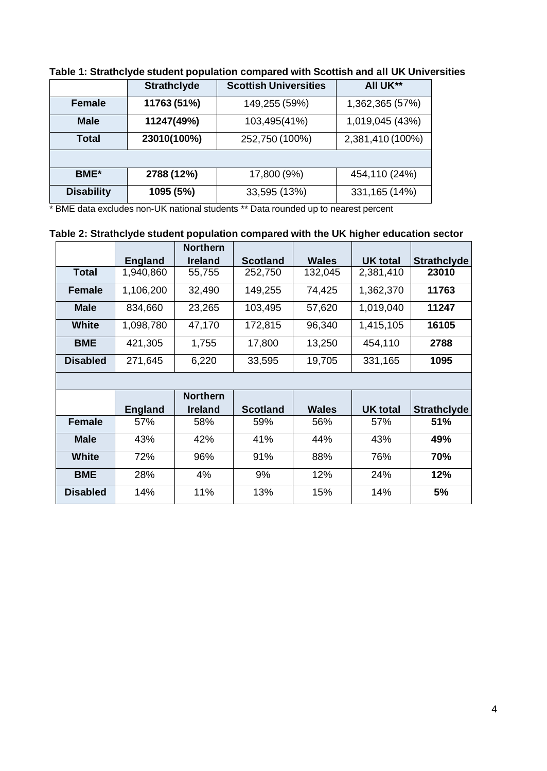**Table 1: Strathclyde student population compared with Scottish and all UK Universities**

| | Strathclyde | Scottish Universities | All UK** |
|---|---|---|---|
| **Female** | **11763 (51%)** | 149,255 (59%) | 1,362,365 (57%) |
| **Male** | **11247(49%)** | 103,495(41%) | 1,019,045 (43%) |
| **Total** | **23010(100%)** | 252,750 (100%) | 2,381,410 (100%) |
| | | | |
| **BME*** | **2788 (12%)** | 17,800 (9%) | 454,110 (24%) |
| **Disability** | **1095 (5%)** | 33,595 (13%) | 331,165 (14%) |

* BME data excludes non-UK national students ** Data rounded up to nearest percent

**Table 2: Strathclyde student population compared with the UK higher education sector**

| | England | Northern Ireland | Scotland | Wales | UK total | Strathclyde |
|---|---|---|---|---|---|---|
| **Total** | 1,940,860 | 55,755 | 252,750 | 132,045 | 2,381,410 | **23010** |
| **Female** | 1,106,200 | 32,490 | 149,255 | 74,425 | 1,362,370 | **11763** |
| **Male** | 834,660 | 23,265 | 103,495 | 57,620 | 1,019,040 | **11247** |
| **White** | 1,098,780 | 47,170 | 172,815 | 96,340 | 1,415,105 | **16105** |
| **BME** | 421,305 | 1,755 | 17,800 | 13,250 | 454,110 | **2788** |
| **Disabled** | 271,645 | 6,220 | 33,595 | 19,705 | 331,165 | **1095** |
| | | | | | | |
| | **England** | **Northern Ireland** | **Scotland** | **Wales** | **UK total** | **Strathclyde** |
| **Female** | 57% | 58% | 59% | 56% | 57% | **51%** |
| **Male** | 43% | 42% | 41% | 44% | 43% | **49%** |
| **White** | 72% | 96% | 91% | 88% | 76% | **70%** |
| **BME** | 28% | 4% | 9% | 12% | 24% | **12%** |
| **Disabled** | 14% | 11% | 13% | 15% | 14% | **5%** |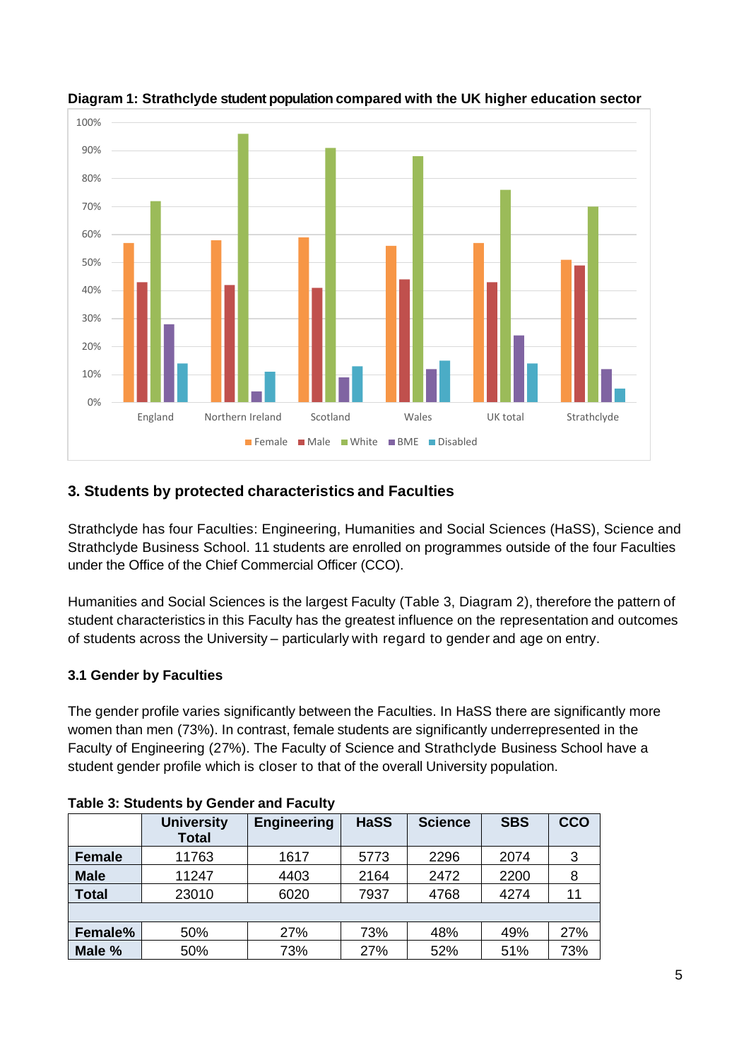**Diagram 1: Strathclyde student population compared with the UK higher education sector**

## 3. Students by protected characteristics and Faculties

Strathclyde has four Faculties: Engineering, Humanities and Social Sciences (HaSS), Science and Strathclyde Business School. 11 students are enrolled on programmes outside of the four Faculties under the Office of the Chief Commercial Officer (CCO).

Humanities and Social Sciences is the largest Faculty (Table 3, Diagram 2), therefore the pattern of student characteristics in this Faculty has the greatest influence on the representation and outcomes of students across the University – particularly with regard to gender and age on entry.

### 3.1 Gender by Faculties

The gender profile varies significantly between the Faculties. In HaSS there are significantly more women than men (73%). In contrast, female students are significantly underrepresented in the Faculty of Engineering (27%). The Faculty of Science and Strathclyde Business School have a student gender profile which is closer to that of the overall University population.

**Table 3: Students by Gender and Faculty**

| | University Total | Engineering | HaSS | Science | SBS | CCO |
|---|---|---|---|---|---|---|
| **Female** | 11763 | 1617 | 5773 | 2296 | 2074 | 3 |
| **Male** | 11247 | 4403 | 2164 | 2472 | 2200 | 8 |
| **Total** | 23010 | 6020 | 7937 | 4768 | 4274 | 11 |
| | | | | | | |
| **Female%** | 50% | 27% | 73% | 48% | 49% | 27% |
| **Male %** | 50% | 73% | 27% | 52% | 51% | 73% |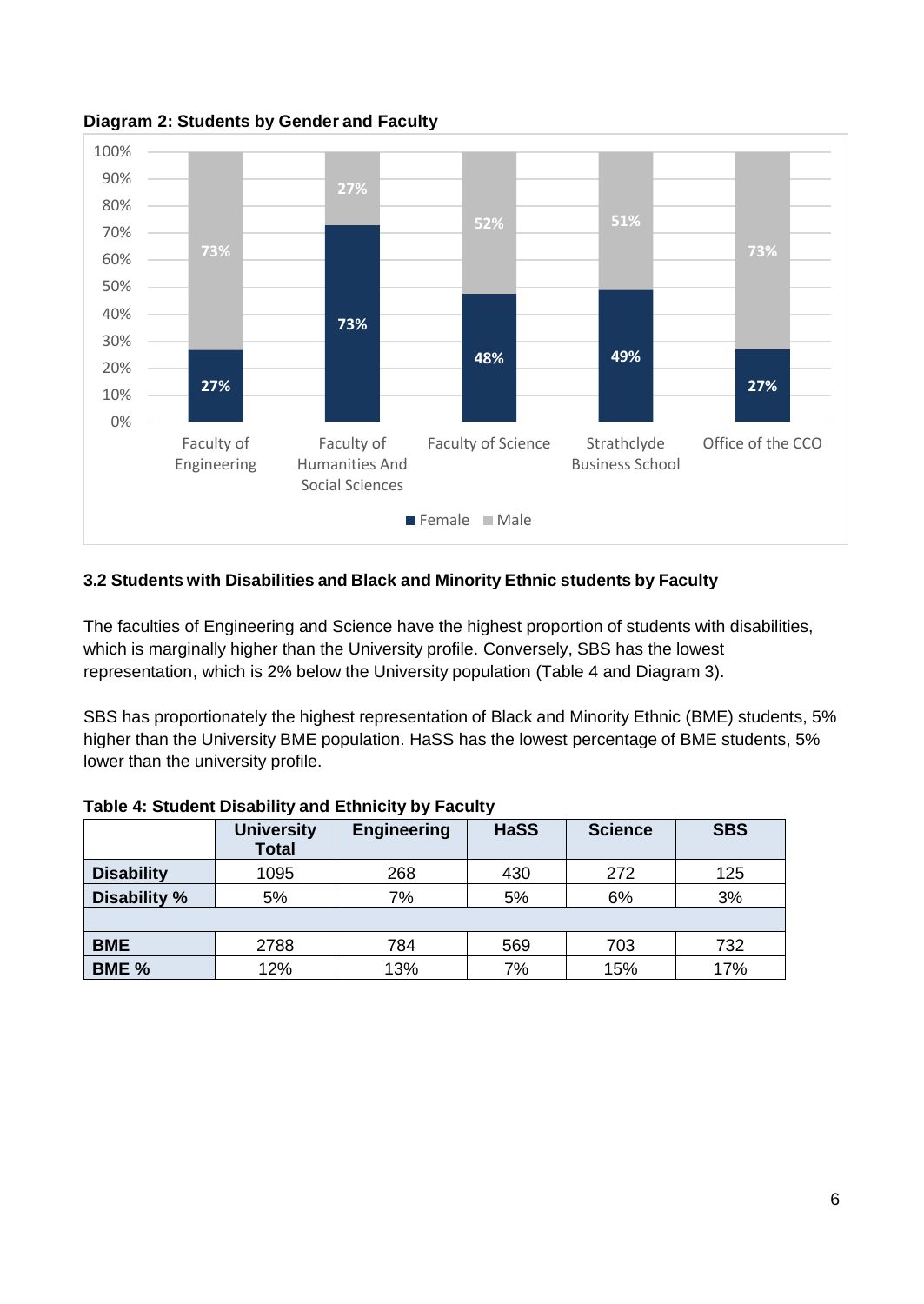**Diagram 2: Students by Gender and Faculty**

| | Faculty of Engineering | Faculty of Humanities And Social Sciences | Faculty of Science | Strathclyde Business School | Office of the CCO |
|---|---|---|---|---|---|
| Female | 27% | 73% | 48% | 49% | 27% |
| Male | 73% | 27% | 52% | 51% | 73% |

### 3.2 Students with Disabilities and Black and Minority Ethnic students by Faculty

The faculties of Engineering and Science have the highest proportion of students with disabilities, which is marginally higher than the University profile. Conversely, SBS has the lowest representation, which is 2% below the University population (Table 4 and Diagram 3).

SBS has proportionately the highest representation of Black and Minority Ethnic (BME) students, 5% higher than the University BME population. HaSS has the lowest percentage of BME students, 5% lower than the university profile.

**Table 4: Student Disability and Ethnicity by Faculty**

| | University Total | Engineering | HaSS | Science | SBS |
|---|---|---|---|---|---|
| **Disability** | 1095 | 268 | 430 | 272 | 125 |
| **Disability %** | 5% | 7% | 5% | 6% | 3% |
| | | | | | |
| **BME** | 2788 | 784 | 569 | 703 | 732 |
| **BME %** | 12% | 13% | 7% | 15% | 17% |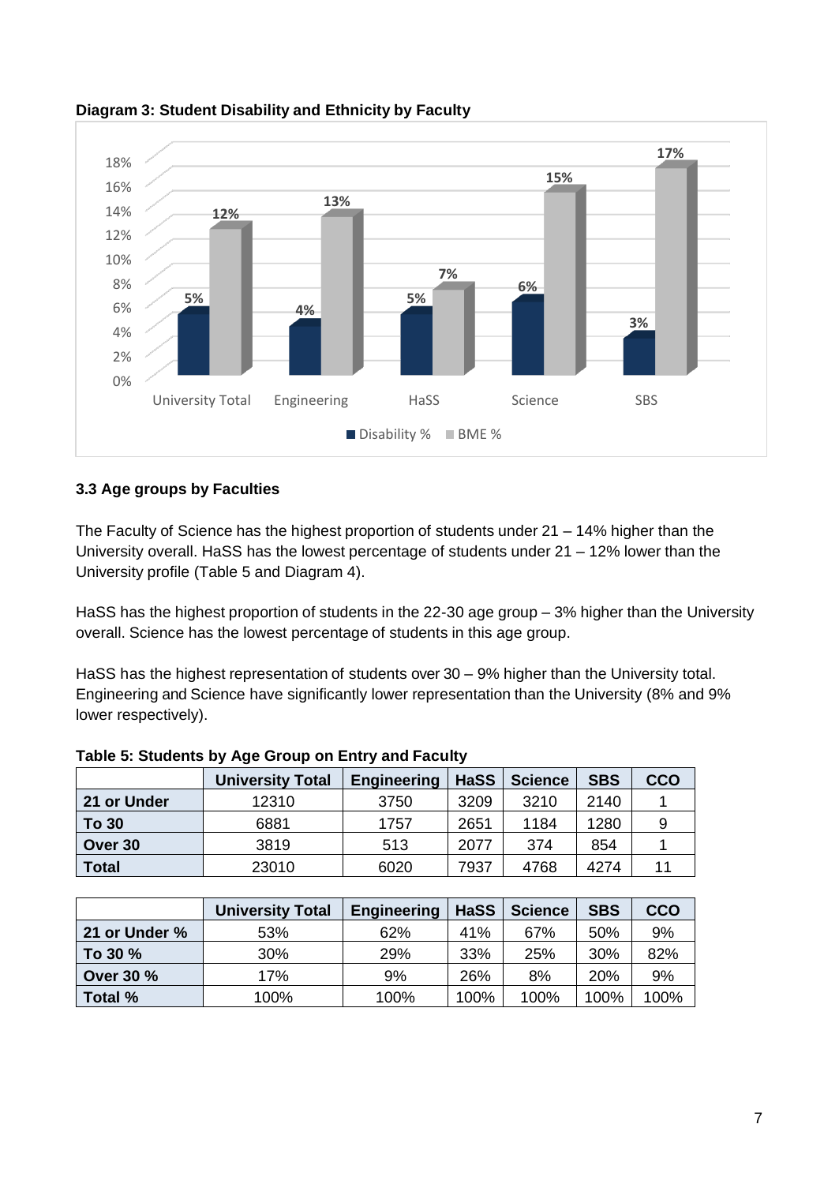**Diagram 3: Student Disability and Ethnicity by Faculty**

| | University Total | Engineering | HaSS | Science | SBS |
|---|---|---|---|---|---|
| Disability % | 5% | 4% | 5% | 6% | 3% |
| BME % | 12% | 13% | 7% | 15% | 17% |

### 3.3 Age groups by Faculties

The Faculty of Science has the highest proportion of students under 21 – 14% higher than the University overall. HaSS has the lowest percentage of students under 21 – 12% lower than the University profile (Table 5 and Diagram 4).

HaSS has the highest proportion of students in the 22-30 age group – 3% higher than the University overall. Science has the lowest percentage of students in this age group.

HaSS has the highest representation of students over 30 – 9% higher than the University total. Engineering and Science have significantly lower representation than the University (8% and 9% lower respectively).

**Table 5: Students by Age Group on Entry and Faculty**

| | University Total | Engineering | HaSS | Science | SBS | CCO |
|---|---|---|---|---|---|---|
| **21 or Under** | 12310 | 3750 | 3209 | 3210 | 2140 | 1 |
| **To 30** | 6881 | 1757 | 2651 | 1184 | 1280 | 9 |
| **Over 30** | 3819 | 513 | 2077 | 374 | 854 | 1 |
| **Total** | 23010 | 6020 | 7937 | 4768 | 4274 | 11 |

| | University Total | Engineering | HaSS | Science | SBS | CCO |
|---|---|---|---|---|---|---|
| **21 or Under %** | 53% | 62% | 41% | 67% | 50% | 9% |
| **To 30 %** | 30% | 29% | 33% | 25% | 30% | 82% |
| **Over 30 %** | 17% | 9% | 26% | 8% | 20% | 9% |
| **Total %** | 100% | 100% | 100% | 100% | 100% | 100% |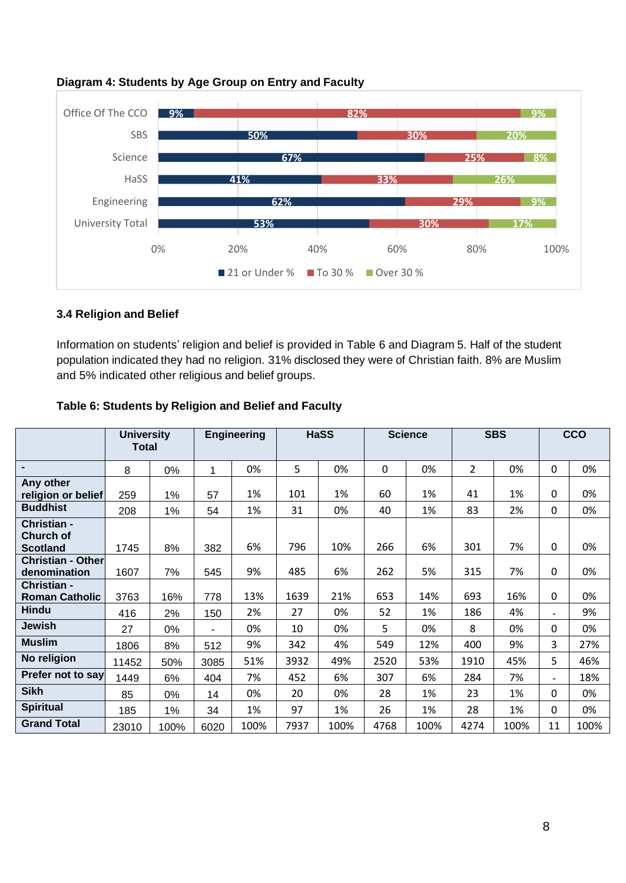**Diagram 4: Students by Age Group on Entry and Faculty**

| | 21 or Under % | To 30 % | Over 30 % |
|---|---|---|---|
| Office Of The CCO | 9% | 82% | 9% |
| SBS | 50% | 30% | 20% |
| Science | 67% | 25% | 8% |
| HaSS | 41% | 33% | 26% |
| Engineering | 62% | 29% | 9% |
| University Total | 53% | 30% | 17% |

### 3.4 Religion and Belief

Information on students' religion and belief is provided in Table 6 and Diagram 5. Half of the student population indicated they had no religion. 31% disclosed they were of Christian faith. 8% are Muslim and 5% indicated other religious and belief groups.

**Table 6: Students by Religion and Belief and Faculty**

| | University Total | | Engineering | | HaSS | | Science | | SBS | | CCO | |
|---|---|---|---|---|---|---|---|---|---|---|---|---|
| **-** | 8 | 0% | 1 | 0% | 5 | 0% | 0 | 0% | 2 | 0% | 0 | 0% |
| **Any other religion or belief** | 259 | 1% | 57 | 1% | 101 | 1% | 60 | 1% | 41 | 1% | 0 | 0% |
| **Buddhist** | 208 | 1% | 54 | 1% | 31 | 0% | 40 | 1% | 83 | 2% | 0 | 0% |
| **Christian - Church of Scotland** | 1745 | 8% | 382 | 6% | 796 | 10% | 266 | 6% | 301 | 7% | 0 | 0% |
| **Christian - Other denomination** | 1607 | 7% | 545 | 9% | 485 | 6% | 262 | 5% | 315 | 7% | 0 | 0% |
| **Christian - Roman Catholic** | 3763 | 16% | 778 | 13% | 1639 | 21% | 653 | 14% | 693 | 16% | 0 | 0% |
| **Hindu** | 416 | 2% | 150 | 2% | 27 | 0% | 52 | 1% | 186 | 4% | - | 9% |
| **Jewish** | 27 | 0% | - | 0% | 10 | 0% | 5 | 0% | 8 | 0% | 0 | 0% |
| **Muslim** | 1806 | 8% | 512 | 9% | 342 | 4% | 549 | 12% | 400 | 9% | 3 | 27% |
| **No religion** | 11452 | 50% | 3085 | 51% | 3932 | 49% | 2520 | 53% | 1910 | 45% | 5 | 46% |
| **Prefer not to say** | 1449 | 6% | 404 | 7% | 452 | 6% | 307 | 6% | 284 | 7% | - | 18% |
| **Sikh** | 85 | 0% | 14 | 0% | 20 | 0% | 28 | 1% | 23 | 1% | 0 | 0% |
| **Spiritual** | 185 | 1% | 34 | 1% | 97 | 1% | 26 | 1% | 28 | 1% | 0 | 0% |
| **Grand Total** | 23010 | 100% | 6020 | 100% | 7937 | 100% | 4768 | 100% | 4274 | 100% | 11 | 100% |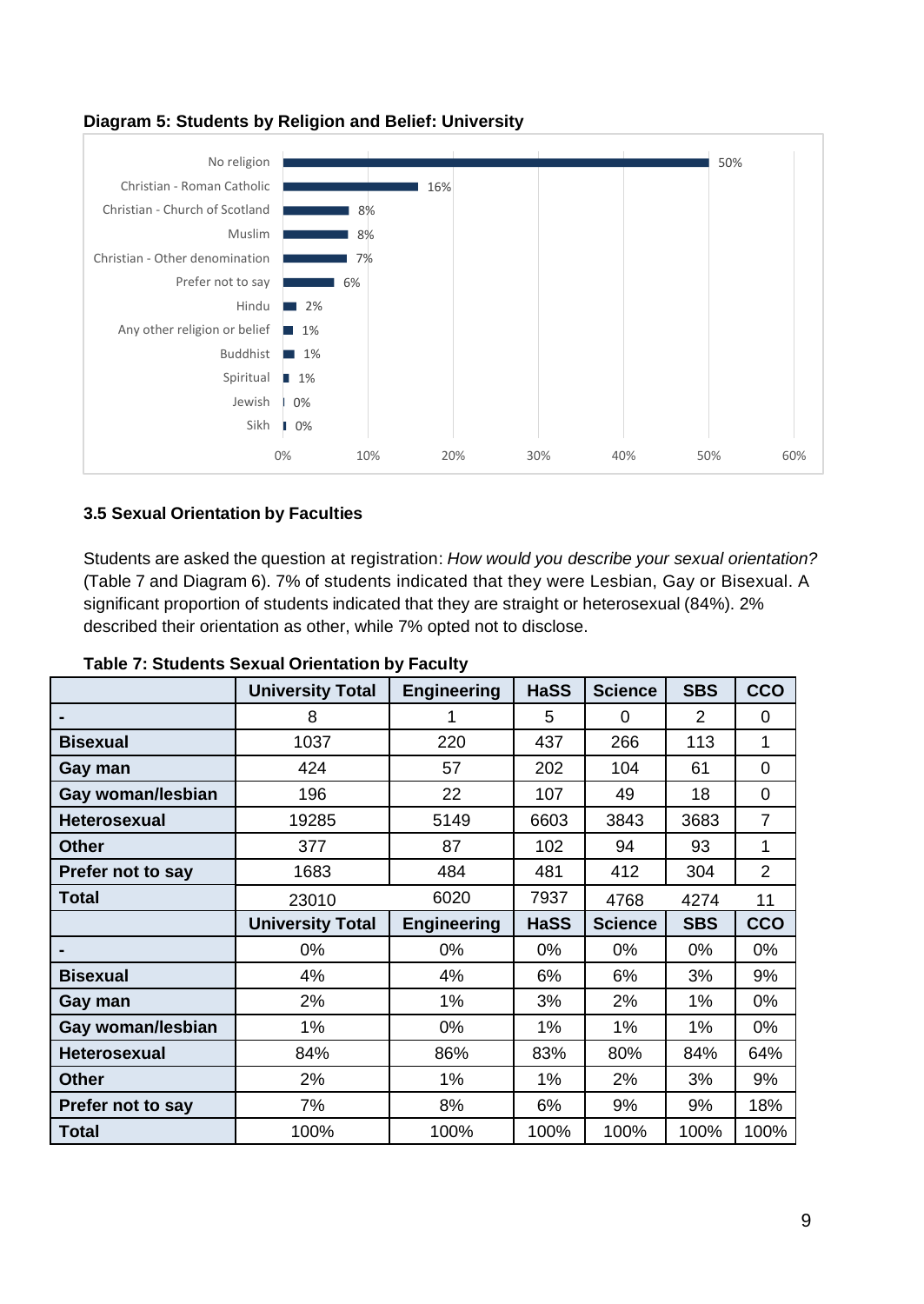**Diagram 5: Students by Religion and Belief: University**

| Religion and Belief | % |
|---|---|
| No religion | 50% |
| Christian - Roman Catholic | 16% |
| Christian - Church of Scotland | 8% |
| Muslim | 8% |
| Christian - Other denomination | 7% |
| Prefer not to say | 6% |
| Hindu | 2% |
| Any other religion or belief | 1% |
| Buddhist | 1% |
| Spiritual | 1% |
| Jewish | 0% |
| Sikh | 0% |

### 3.5 Sexual Orientation by Faculties

Students are asked the question at registration: *How would you describe your sexual orientation?* (Table 7 and Diagram 6). 7% of students indicated that they were Lesbian, Gay or Bisexual. A significant proportion of students indicated that they are straight or heterosexual (84%). 2% described their orientation as other, while 7% opted not to disclose.

**Table 7: Students Sexual Orientation by Faculty**

| | University Total | Engineering | HaSS | Science | SBS | CCO |
|---|---|---|---|---|---|---|
| **-** | 8 | 1 | 5 | 0 | 2 | 0 |
| **Bisexual** | 1037 | 220 | 437 | 266 | 113 | 1 |
| **Gay man** | 424 | 57 | 202 | 104 | 61 | 0 |
| **Gay woman/lesbian** | 196 | 22 | 107 | 49 | 18 | 0 |
| **Heterosexual** | 19285 | 5149 | 6603 | 3843 | 3683 | 7 |
| **Other** | 377 | 87 | 102 | 94 | 93 | 1 |
| **Prefer not to say** | 1683 | 484 | 481 | 412 | 304 | 2 |
| **Total** | 23010 | 6020 | 7937 | 4768 | 4274 | 11 |
| | **University Total** | **Engineering** | **HaSS** | **Science** | **SBS** | **CCO** |
| **-** | 0% | 0% | 0% | 0% | 0% | 0% |
| **Bisexual** | 4% | 4% | 6% | 6% | 3% | 9% |
| **Gay man** | 2% | 1% | 3% | 2% | 1% | 0% |
| **Gay woman/lesbian** | 1% | 0% | 1% | 1% | 1% | 0% |
| **Heterosexual** | 84% | 86% | 83% | 80% | 84% | 64% |
| **Other** | 2% | 1% | 1% | 2% | 3% | 9% |
| **Prefer not to say** | 7% | 8% | 6% | 9% | 9% | 18% |
| **Total** | 100% | 100% | 100% | 100% | 100% | 100% |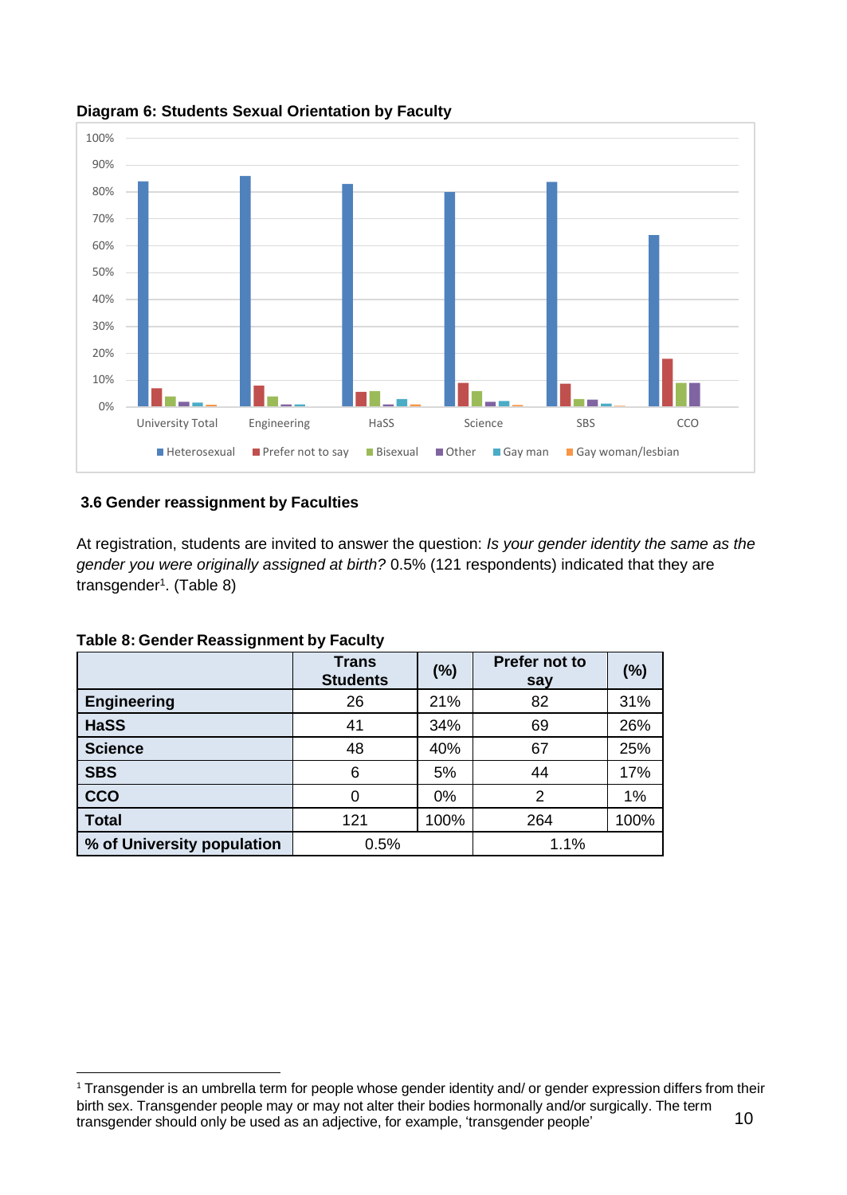**Diagram 6: Students Sexual Orientation by Faculty**

### 3.6 Gender reassignment by Faculties

At registration, students are invited to answer the question: *Is your gender identity the same as the gender you were originally assigned at birth?* 0.5% (121 respondents) indicated that they are transgender[1]. (Table 8)

**Table 8: Gender Reassignment by Faculty**

| | Trans Students | (%) | Prefer not to say | (%) |
|---|---|---|---|---|
| **Engineering** | 26 | 21% | 82 | 31% |
| **HaSS** | 41 | 34% | 69 | 26% |
| **Science** | 48 | 40% | 67 | 25% |
| **SBS** | 6 | 5% | 44 | 17% |
| **CCO** | 0 | 0% | 2 | 1% |
| **Total** | 121 | 100% | 264 | 100% |
| **% of University population** | 0.5% | | 1.1% | |

[1] Transgender is an umbrella term for people whose gender identity and/ or gender expression differs from their birth sex. Transgender people may or may not alter their bodies hormonally and/or surgically. The term transgender should only be used as an adjective, for example, 'transgender people'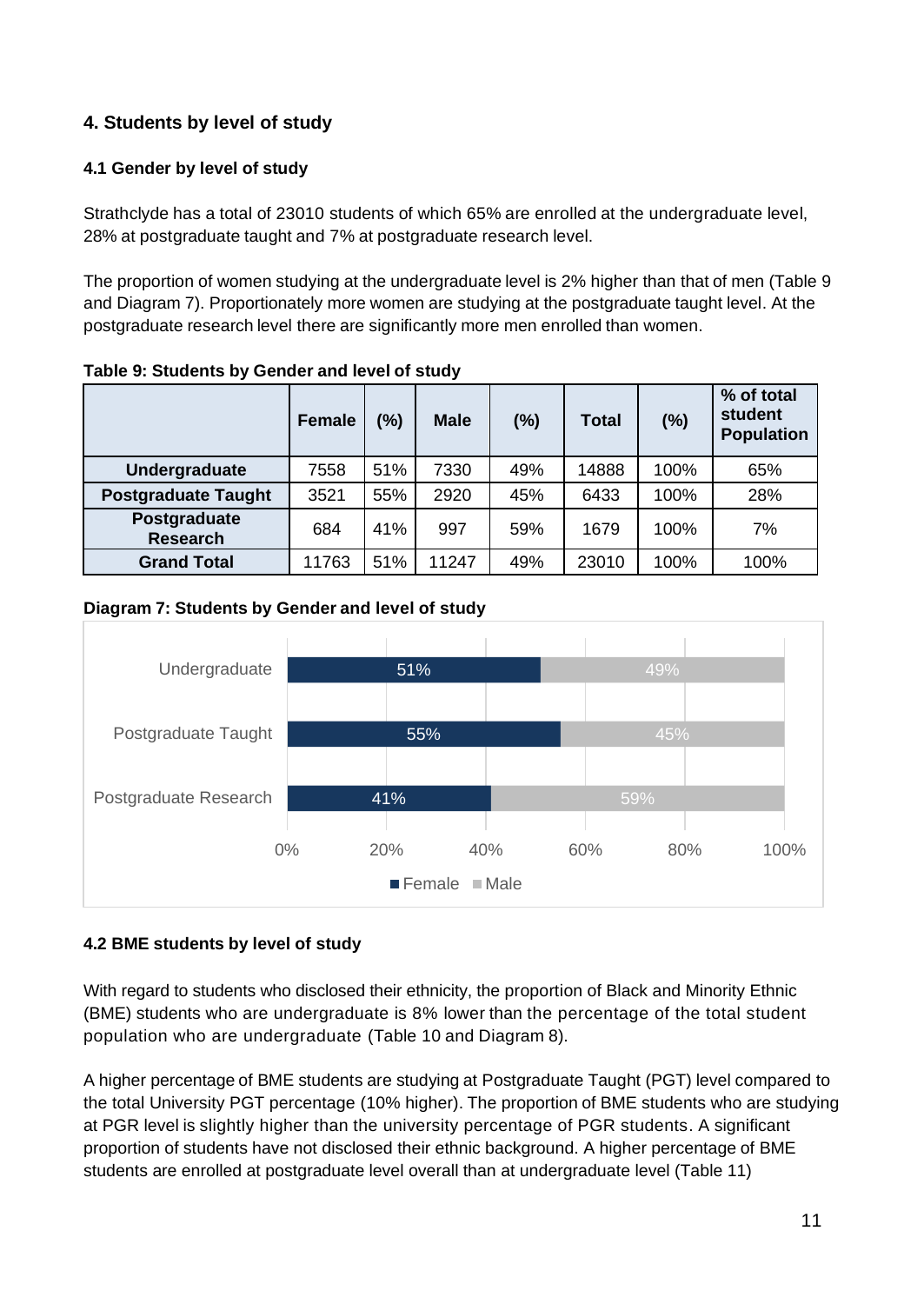## 4. Students by level of study

### 4.1 Gender by level of study

Strathclyde has a total of 23010 students of which 65% are enrolled at the undergraduate level, 28% at postgraduate taught and 7% at postgraduate research level.

The proportion of women studying at the undergraduate level is 2% higher than that of men (Table 9 and Diagram 7). Proportionately more women are studying at the postgraduate taught level. At the postgraduate research level there are significantly more men enrolled than women.

**Table 9: Students by Gender and level of study**

| | Female | (%) | Male | (%) | Total | (%) | % of total student Population |
|---|---|---|---|---|---|---|---|
| **Undergraduate** | 7558 | 51% | 7330 | 49% | 14888 | 100% | 65% |
| **Postgraduate Taught** | 3521 | 55% | 2920 | 45% | 6433 | 100% | 28% |
| **Postgraduate Research** | 684 | 41% | 997 | 59% | 1679 | 100% | 7% |
| **Grand Total** | 11763 | 51% | 11247 | 49% | 23010 | 100% | 100% |

**Diagram 7: Students by Gender and level of study**

| | Female | Male |
|---|---|---|
| Undergraduate | 51% | 49% |
| Postgraduate Taught | 55% | 45% |
| Postgraduate Research | 41% | 59% |

### 4.2 BME students by level of study

With regard to students who disclosed their ethnicity, the proportion of Black and Minority Ethnic (BME) students who are undergraduate is 8% lower than the percentage of the total student population who are undergraduate (Table 10 and Diagram 8).

A higher percentage of BME students are studying at Postgraduate Taught (PGT) level compared to the total University PGT percentage (10% higher). The proportion of BME students who are studying at PGR level is slightly higher than the university percentage of PGR students. A significant proportion of students have not disclosed their ethnic background. A higher percentage of BME students are enrolled at postgraduate level overall than at undergraduate level (Table 11)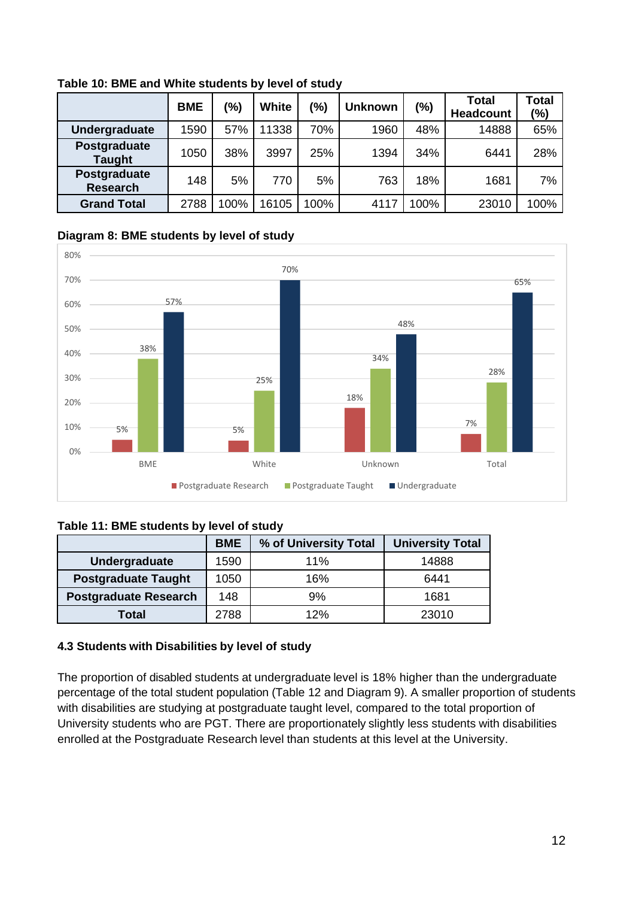**Table 10: BME and White students by level of study**

| | BME | (%) | White | (%) | Unknown | (%) | Total Headcount | Total (%) |
|---|---|---|---|---|---|---|---|---|
| **Undergraduate** | 1590 | 57% | 11338 | 70% | 1960 | 48% | 14888 | 65% |
| **Postgraduate Taught** | 1050 | 38% | 3997 | 25% | 1394 | 34% | 6441 | 28% |
| **Postgraduate Research** | 148 | 5% | 770 | 5% | 763 | 18% | 1681 | 7% |
| **Grand Total** | 2788 | 100% | 16105 | 100% | 4117 | 100% | 23010 | 100% |

**Diagram 8: BME students by level of study**

| | Postgraduate Research | Postgraduate Taught | Undergraduate |
|---|---|---|---|
| BME | 5% | 38% | 57% |
| White | 5% | 25% | 70% |
| Unknown | 18% | 34% | 48% |
| Total | 7% | 28% | 65% |

**Table 11: BME students by level of study**

| | BME | % of University Total | University Total |
|---|---|---|---|
| **Undergraduate** | 1590 | 11% | 14888 |
| **Postgraduate Taught** | 1050 | 16% | 6441 |
| **Postgraduate Research** | 148 | 9% | 1681 |
| **Total** | 2788 | 12% | 23010 |

### 4.3 Students with Disabilities by level of study

The proportion of disabled students at undergraduate level is 18% higher than the undergraduate percentage of the total student population (Table 12 and Diagram 9). A smaller proportion of students with disabilities are studying at postgraduate taught level, compared to the total proportion of University students who are PGT. There are proportionately slightly less students with disabilities enrolled at the Postgraduate Research level than students at this level at the University.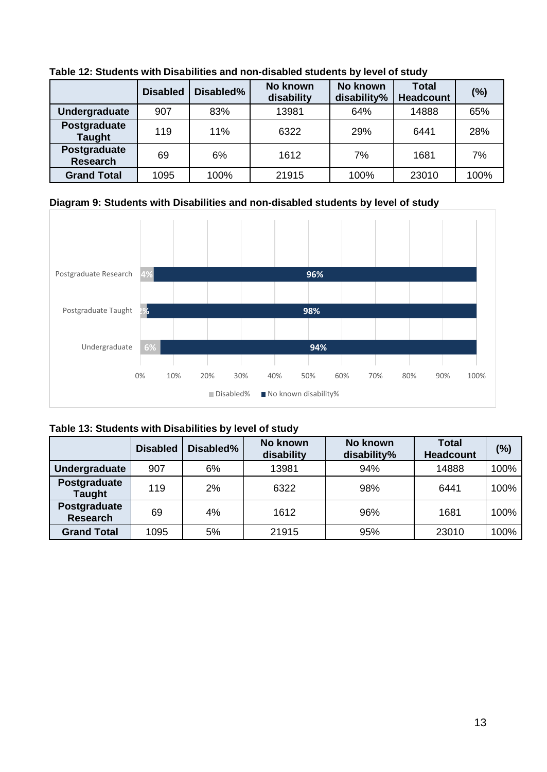**Table 12: Students with Disabilities and non-disabled students by level of study**

| | Disabled | Disabled% | No known disability | No known disability% | Total Headcount | (%) |
|---|---|---|---|---|---|---|
| **Undergraduate** | 907 | 83% | 13981 | 64% | 14888 | 65% |
| **Postgraduate Taught** | 119 | 11% | 6322 | 29% | 6441 | 28% |
| **Postgraduate Research** | 69 | 6% | 1612 | 7% | 1681 | 7% |
| **Grand Total** | 1095 | 100% | 21915 | 100% | 23010 | 100% |

**Diagram 9: Students with Disabilities and non-disabled students by level of study**

| | Disabled% | No known disability% |
|---|---|---|
| Postgraduate Research | 4% | 96% |
| Postgraduate Taught | 2% | 98% |
| Undergraduate | 6% | 94% |

**Table 13: Students with Disabilities by level of study**

| | Disabled | Disabled% | No known disability | No known disability% | Total Headcount | (%) |
|---|---|---|---|---|---|---|
| **Undergraduate** | 907 | 6% | 13981 | 94% | 14888 | 100% |
| **Postgraduate Taught** | 119 | 2% | 6322 | 98% | 6441 | 100% |
| **Postgraduate Research** | 69 | 4% | 1612 | 96% | 1681 | 100% |
| **Grand Total** | 1095 | 5% | 21915 | 95% | 23010 | 100% |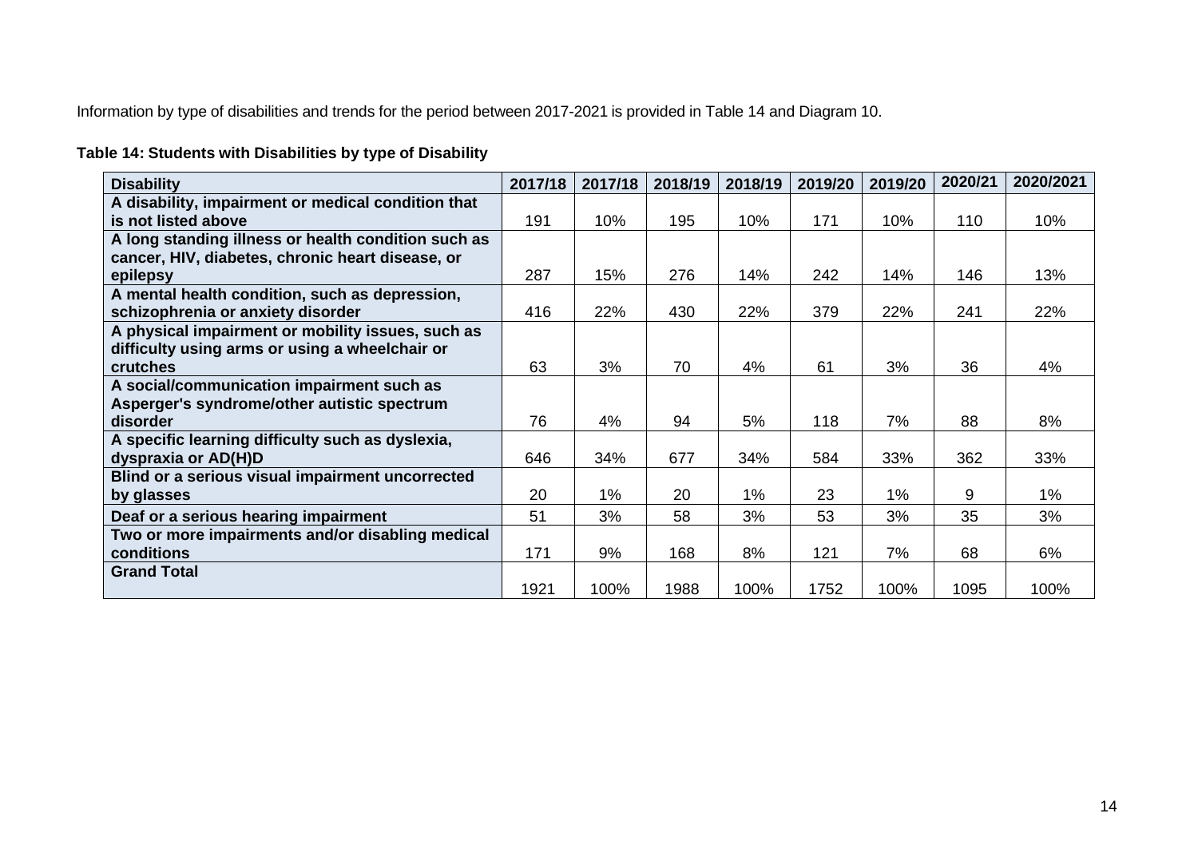Information by type of disabilities and trends for the period between 2017-2021 is provided in Table 14 and Diagram 10.

**Table 14: Students with Disabilities by type of Disability**

| Disability | 2017/18 | 2017/18 | 2018/19 | 2018/19 | 2019/20 | 2019/20 | 2020/21 | 2020/2021 |
|---|---|---|---|---|---|---|---|---|
| A disability, impairment or medical condition that is not listed above | 191 | 10% | 195 | 10% | 171 | 10% | 110 | 10% |
| A long standing illness or health condition such as cancer, HIV, diabetes, chronic heart disease, or epilepsy | 287 | 15% | 276 | 14% | 242 | 14% | 146 | 13% |
| A mental health condition, such as depression, schizophrenia or anxiety disorder | 416 | 22% | 430 | 22% | 379 | 22% | 241 | 22% |
| A physical impairment or mobility issues, such as difficulty using arms or using a wheelchair or crutches | 63 | 3% | 70 | 4% | 61 | 3% | 36 | 4% |
| A social/communication impairment such as Asperger's syndrome/other autistic spectrum disorder | 76 | 4% | 94 | 5% | 118 | 7% | 88 | 8% |
| A specific learning difficulty such as dyslexia, dyspraxia or AD(H)D | 646 | 34% | 677 | 34% | 584 | 33% | 362 | 33% |
| Blind or a serious visual impairment uncorrected by glasses | 20 | 1% | 20 | 1% | 23 | 1% | 9 | 1% |
| Deaf or a serious hearing impairment | 51 | 3% | 58 | 3% | 53 | 3% | 35 | 3% |
| Two or more impairments and/or disabling medical conditions | 171 | 9% | 168 | 8% | 121 | 7% | 68 | 6% |
| Grand Total | 1921 | 100% | 1988 | 100% | 1752 | 100% | 1095 | 100% |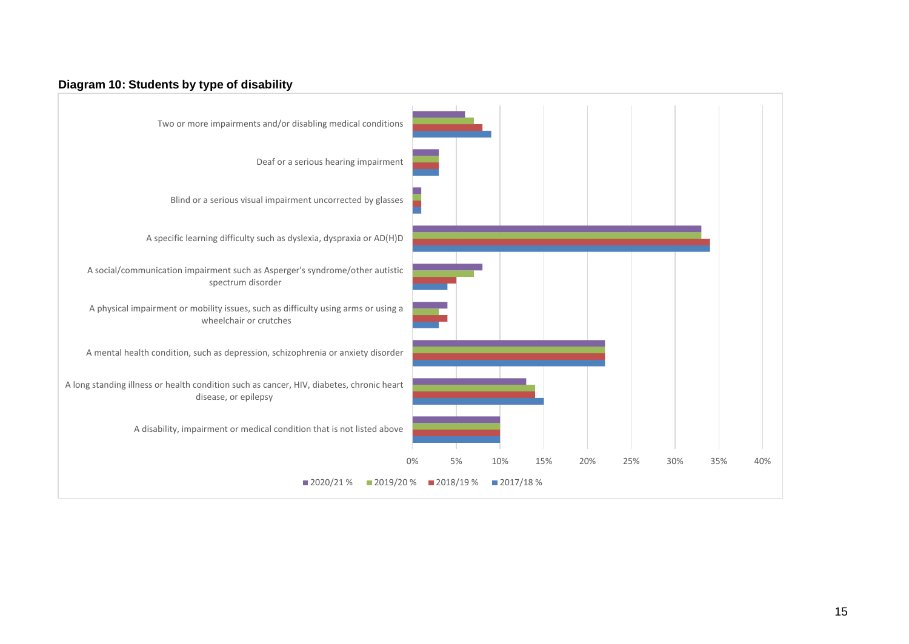**Diagram 10: Students by type of disability**

Two or more impairments and/or disabling medical conditions

Deaf or a serious hearing impairment

Blind or a serious visual impairment uncorrected by glasses

A specific learning difficulty such as dyslexia, dyspraxia or AD(H)D

A social/communication impairment such as Asperger's syndrome/other autistic spectrum disorder

A physical impairment or mobility issues, such as difficulty using arms or using a wheelchair or crutches

A mental health condition, such as depression, schizophrenia or anxiety disorder

A long standing illness or health condition such as cancer, HIV, diabetes, chronic heart disease, or epilepsy

A disability, impairment or medical condition that is not listed above

0% 5% 10% 15% 20% 25% 30% 35% 40%

2020/21 % 2019/20 % 2018/19 % 2017/18 %